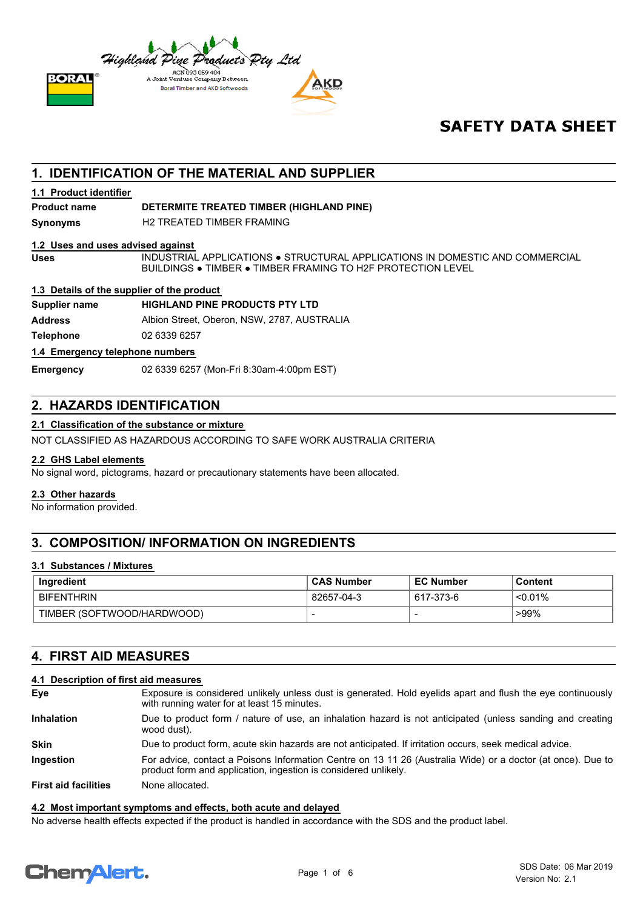Highland Pine Products Pty Ltd
ACN 093 059 404
A Joint Venture Company Between
Boral Timber and AKD Softwoods

# SAFETY DATA SHEET

## 1. IDENTIFICATION OF THE MATERIAL AND SUPPLIER

### 1.1 Product identifier

| | |
|---|---|
| **Product name** | **DETERMITE TREATED TIMBER (HIGHLAND PINE)** |
| **Synonyms** | H2 TREATED TIMBER FRAMING |

### 1.2 Uses and uses advised against

| | |
|---|---|
| **Uses** | INDUSTRIAL APPLICATIONS ● STRUCTURAL APPLICATIONS IN DOMESTIC AND COMMERCIAL BUILDINGS ● TIMBER ● TIMBER FRAMING TO H2F PROTECTION LEVEL |

### 1.3 Details of the supplier of the product

| | |
|---|---|
| **Supplier name** | **HIGHLAND PINE PRODUCTS PTY LTD** |
| **Address** | Albion Street, Oberon, NSW, 2787, AUSTRALIA |
| **Telephone** | 02 6339 6257 |

### 1.4 Emergency telephone numbers

| | |
|---|---|
| **Emergency** | 02 6339 6257 (Mon-Fri 8:30am-4:00pm EST) |

## 2. HAZARDS IDENTIFICATION

### 2.1 Classification of the substance or mixture

NOT CLASSIFIED AS HAZARDOUS ACCORDING TO SAFE WORK AUSTRALIA CRITERIA

### 2.2 GHS Label elements

No signal word, pictograms, hazard or precautionary statements have been allocated.

### 2.3 Other hazards

No information provided.

## 3. COMPOSITION/ INFORMATION ON INGREDIENTS

### 3.1 Substances / Mixtures

| Ingredient | CAS Number | EC Number | Content |
|---|---|---|---|
| BIFENTHRIN | 82657-04-3 | 617-373-6 | <0.01% |
| TIMBER (SOFTWOOD/HARDWOOD) | - | - | >99% |

## 4. FIRST AID MEASURES

### 4.1 Description of first aid measures

| | |
|---|---|
| **Eye** | Exposure is considered unlikely unless dust is generated. Hold eyelids apart and flush the eye continuously with running water for at least 15 minutes. |
| **Inhalation** | Due to product form / nature of use, an inhalation hazard is not anticipated (unless sanding and creating wood dust). |
| **Skin** | Due to product form, acute skin hazards are not anticipated. If irritation occurs, seek medical advice. |
| **Ingestion** | For advice, contact a Poisons Information Centre on 13 11 26 (Australia Wide) or a doctor (at once). Due to product form and application, ingestion is considered unlikely. |
| **First aid facilities** | None allocated. |

### 4.2 Most important symptoms and effects, both acute and delayed

No adverse health effects expected if the product is handled in accordance with the SDS and the product label.

SDS Date: 06 Mar 2019
Version No: 2.1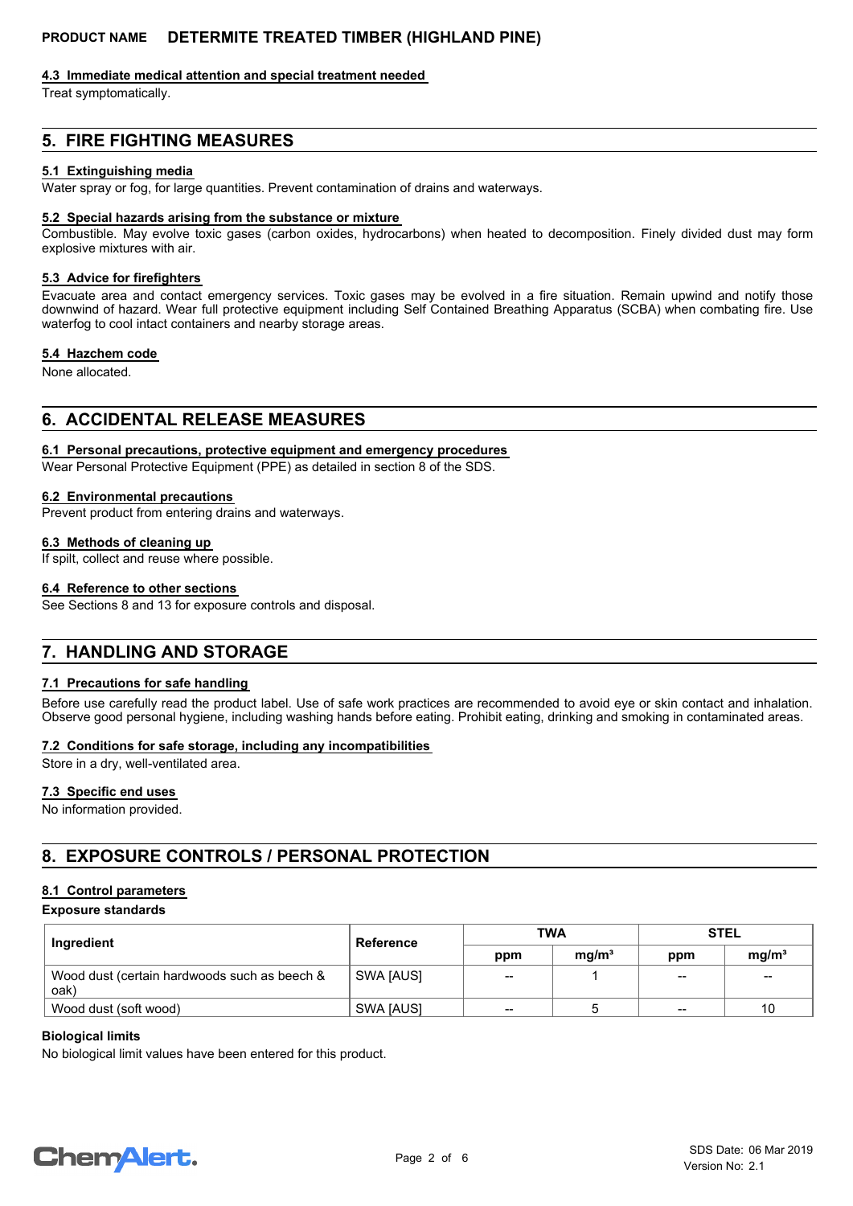### 4.3 Immediate medical attention and special treatment needed

Treat symptomatically.

## 5. FIRE FIGHTING MEASURES

### 5.1 Extinguishing media

Water spray or fog, for large quantities. Prevent contamination of drains and waterways.

### 5.2 Special hazards arising from the substance or mixture

Combustible. May evolve toxic gases (carbon oxides, hydrocarbons) when heated to decomposition. Finely divided dust may form explosive mixtures with air.

### 5.3 Advice for firefighters

Evacuate area and contact emergency services. Toxic gases may be evolved in a fire situation. Remain upwind and notify those downwind of hazard. Wear full protective equipment including Self Contained Breathing Apparatus (SCBA) when combating fire. Use waterfog to cool intact containers and nearby storage areas.

### 5.4 Hazchem code

None allocated.

## 6. ACCIDENTAL RELEASE MEASURES

### 6.1 Personal precautions, protective equipment and emergency procedures

Wear Personal Protective Equipment (PPE) as detailed in section 8 of the SDS.

### 6.2 Environmental precautions

Prevent product from entering drains and waterways.

### 6.3 Methods of cleaning up

If spilt, collect and reuse where possible.

### 6.4 Reference to other sections

See Sections 8 and 13 for exposure controls and disposal.

## 7. HANDLING AND STORAGE

### 7.1 Precautions for safe handling

Before use carefully read the product label. Use of safe work practices are recommended to avoid eye or skin contact and inhalation. Observe good personal hygiene, including washing hands before eating. Prohibit eating, drinking and smoking in contaminated areas.

### 7.2 Conditions for safe storage, including any incompatibilities

Store in a dry, well-ventilated area.

### 7.3 Specific end uses

No information provided.

## 8. EXPOSURE CONTROLS / PERSONAL PROTECTION

### 8.1 Control parameters

**Exposure standards**

| Ingredient | Reference | TWA | | STEL | |
|---|---|---|---|---|---|
| | | ppm | mg/m³ | ppm | mg/m³ |
| Wood dust (certain hardwoods such as beech & oak) | SWA [AUS] | -- | 1 | -- | -- |
| Wood dust (soft wood) | SWA [AUS] | -- | 5 | -- | 10 |

**Biological limits**

No biological limit values have been entered for this product.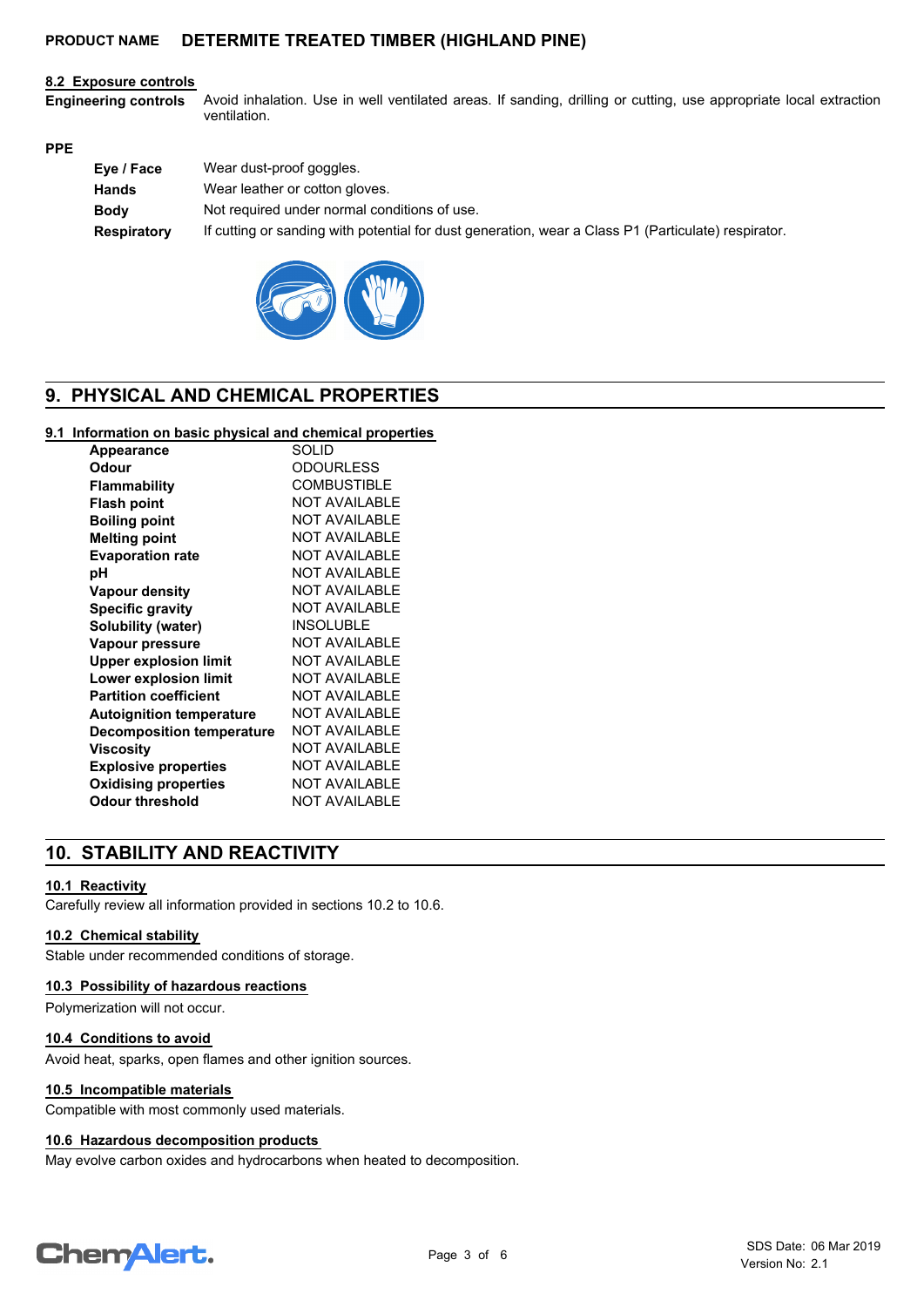**PRODUCT NAME DETERMITE TREATED TIMBER (HIGHLAND PINE)**

### 8.2 Exposure controls

**Engineering controls** Avoid inhalation. Use in well ventilated areas. If sanding, drilling or cutting, use appropriate local extraction ventilation.

**PPE**

| | |
|---|---|
| **Eye / Face** | Wear dust-proof goggles. |
| **Hands** | Wear leather or cotton gloves. |
| **Body** | Not required under normal conditions of use. |
| **Respiratory** | If cutting or sanding with potential for dust generation, wear a Class P1 (Particulate) respirator. |

## 9. PHYSICAL AND CHEMICAL PROPERTIES

### 9.1 Information on basic physical and chemical properties

| | |
|---|---|
| **Appearance** | SOLID |
| **Odour** | ODOURLESS |
| **Flammability** | COMBUSTIBLE |
| **Flash point** | NOT AVAILABLE |
| **Boiling point** | NOT AVAILABLE |
| **Melting point** | NOT AVAILABLE |
| **Evaporation rate** | NOT AVAILABLE |
| **pH** | NOT AVAILABLE |
| **Vapour density** | NOT AVAILABLE |
| **Specific gravity** | NOT AVAILABLE |
| **Solubility (water)** | INSOLUBLE |
| **Vapour pressure** | NOT AVAILABLE |
| **Upper explosion limit** | NOT AVAILABLE |
| **Lower explosion limit** | NOT AVAILABLE |
| **Partition coefficient** | NOT AVAILABLE |
| **Autoignition temperature** | NOT AVAILABLE |
| **Decomposition temperature** | NOT AVAILABLE |
| **Viscosity** | NOT AVAILABLE |
| **Explosive properties** | NOT AVAILABLE |
| **Oxidising properties** | NOT AVAILABLE |
| **Odour threshold** | NOT AVAILABLE |

## 10. STABILITY AND REACTIVITY

### 10.1 Reactivity

Carefully review all information provided in sections 10.2 to 10.6.

### 10.2 Chemical stability

Stable under recommended conditions of storage.

### 10.3 Possibility of hazardous reactions

Polymerization will not occur.

### 10.4 Conditions to avoid

Avoid heat, sparks, open flames and other ignition sources.

### 10.5 Incompatible materials

Compatible with most commonly used materials.

### 10.6 Hazardous decomposition products

May evolve carbon oxides and hydrocarbons when heated to decomposition.

SDS Date: 06 Mar 2019
Version No: 2.1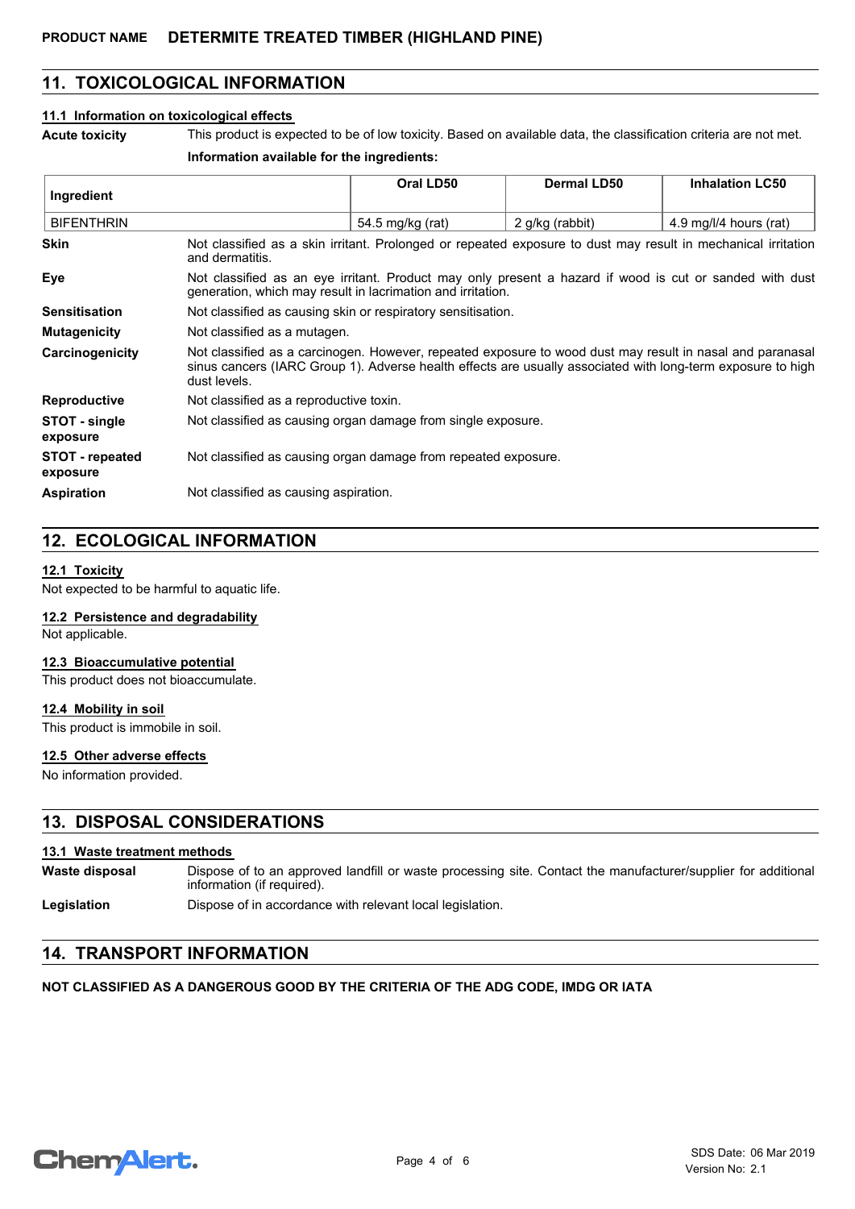## 11. TOXICOLOGICAL INFORMATION

### 11.1 Information on toxicological effects

**Acute toxicity** This product is expected to be of low toxicity. Based on available data, the classification criteria are not met.

**Information available for the ingredients:**

| Ingredient | Oral LD50 | Dermal LD50 | Inhalation LC50 |
|---|---|---|---|
| BIFENTHRIN | 54.5 mg/kg (rat) | 2 g/kg (rabbit) | 4.9 mg/l/4 hours (rat) |

**Skin** Not classified as a skin irritant. Prolonged or repeated exposure to dust may result in mechanical irritation and dermatitis.

**Eye** Not classified as an eye irritant. Product may only present a hazard if wood is cut or sanded with dust generation, which may result in lacrimation and irritation.

**Sensitisation** Not classified as causing skin or respiratory sensitisation.

**Mutagenicity** Not classified as a mutagen.

**Carcinogenicity** Not classified as a carcinogen. However, repeated exposure to wood dust may result in nasal and paranasal sinus cancers (IARC Group 1). Adverse health effects are usually associated with long-term exposure to high dust levels.

**Reproductive** Not classified as a reproductive toxin.

**STOT - single exposure** Not classified as causing organ damage from single exposure.

**STOT - repeated exposure** Not classified as causing organ damage from repeated exposure.

**Aspiration** Not classified as causing aspiration.

## 12. ECOLOGICAL INFORMATION

### 12.1 Toxicity

Not expected to be harmful to aquatic life.

### 12.2 Persistence and degradability

Not applicable.

### 12.3 Bioaccumulative potential

This product does not bioaccumulate.

### 12.4 Mobility in soil

This product is immobile in soil.

### 12.5 Other adverse effects

No information provided.

## 13. DISPOSAL CONSIDERATIONS

### 13.1 Waste treatment methods

**Waste disposal** Dispose of to an approved landfill or waste processing site. Contact the manufacturer/supplier for additional information (if required).

**Legislation** Dispose of in accordance with relevant local legislation.

## 14. TRANSPORT INFORMATION

**NOT CLASSIFIED AS A DANGEROUS GOOD BY THE CRITERIA OF THE ADG CODE, IMDG OR IATA**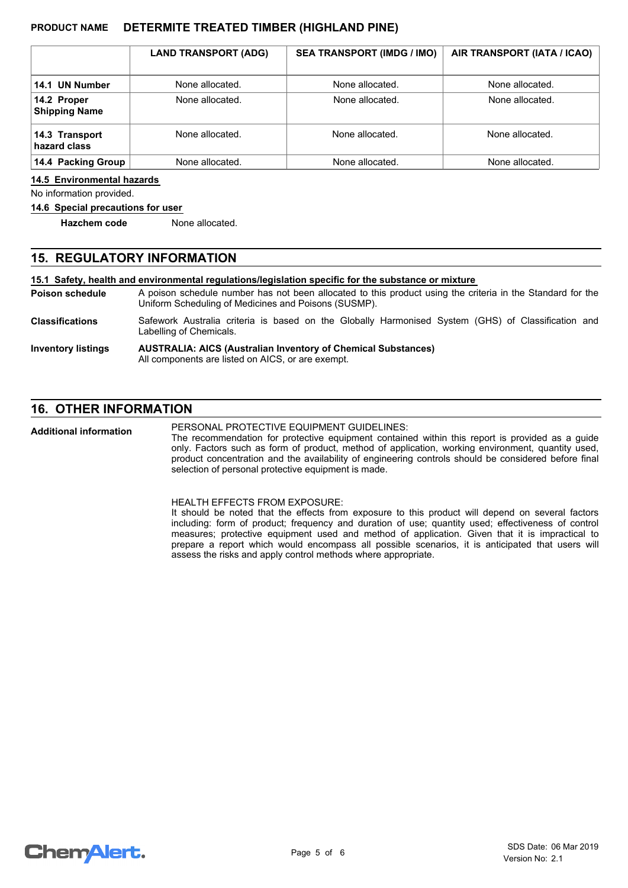|  | LAND TRANSPORT (ADG) | SEA TRANSPORT (IMDG / IMO) | AIR TRANSPORT (IATA / ICAO) |
|---|---|---|---|
| **14.1 UN Number** | None allocated. | None allocated. | None allocated. |
| **14.2 Proper Shipping Name** | None allocated. | None allocated. | None allocated. |
| **14.3 Transport hazard class** | None allocated. | None allocated. | None allocated. |
| **14.4 Packing Group** | None allocated. | None allocated. | None allocated. |

**14.5 Environmental hazards**

No information provided.

**14.6 Special precautions for user**

**Hazchem code** None allocated.

## 15. REGULATORY INFORMATION

**15.1 Safety, health and environmental regulations/legislation specific for the substance or mixture**

**Poison schedule** A poison schedule number has not been allocated to this product using the criteria in the Standard for the Uniform Scheduling of Medicines and Poisons (SUSMP).

**Classifications** Safework Australia criteria is based on the Globally Harmonised System (GHS) of Classification and Labelling of Chemicals.

**Inventory listings** **AUSTRALIA: AICS (Australian Inventory of Chemical Substances)**
All components are listed on AICS, or are exempt.

## 16. OTHER INFORMATION

**Additional information**

PERSONAL PROTECTIVE EQUIPMENT GUIDELINES:
The recommendation for protective equipment contained within this report is provided as a guide only. Factors such as form of product, method of application, working environment, quantity used, product concentration and the availability of engineering controls should be considered before final selection of personal protective equipment is made.

HEALTH EFFECTS FROM EXPOSURE:
It should be noted that the effects from exposure to this product will depend on several factors including: form of product; frequency and duration of use; quantity used; effectiveness of control measures; protective equipment used and method of application. Given that it is impractical to prepare a report which would encompass all possible scenarios, it is anticipated that users will assess the risks and apply control methods where appropriate.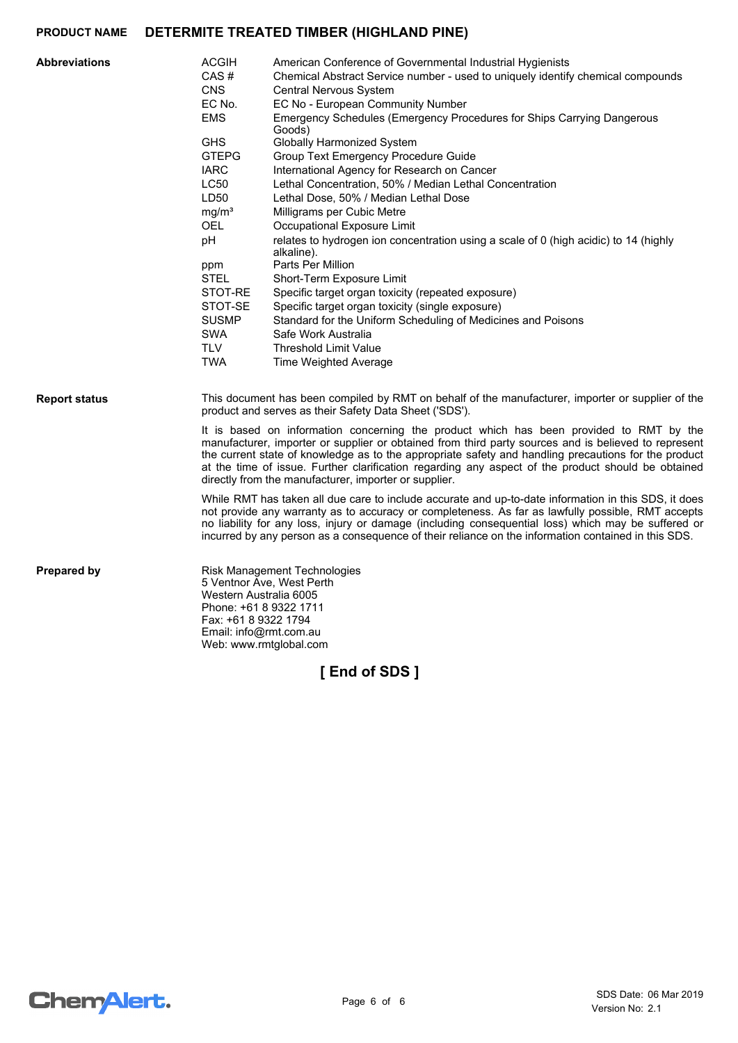**PRODUCT NAME** **DETERMITE TREATED TIMBER (HIGHLAND PINE)**

**Abbreviations**

| | |
|---|---|
| ACGIH | American Conference of Governmental Industrial Hygienists |
| CAS # | Chemical Abstract Service number - used to uniquely identify chemical compounds |
| CNS | Central Nervous System |
| EC No. | EC No - European Community Number |
| EMS | Emergency Schedules (Emergency Procedures for Ships Carrying Dangerous Goods) |
| GHS | Globally Harmonized System |
| GTEPG | Group Text Emergency Procedure Guide |
| IARC | International Agency for Research on Cancer |
| LC50 | Lethal Concentration, 50% / Median Lethal Concentration |
| LD50 | Lethal Dose, 50% / Median Lethal Dose |
| $mg/m^3$ | Milligrams per Cubic Metre |
| OEL | Occupational Exposure Limit |
| pH | relates to hydrogen ion concentration using a scale of 0 (high acidic) to 14 (highly alkaline). |
| ppm | Parts Per Million |
| STEL | Short-Term Exposure Limit |
| STOT-RE | Specific target organ toxicity (repeated exposure) |
| STOT-SE | Specific target organ toxicity (single exposure) |
| SUSMP | Standard for the Uniform Scheduling of Medicines and Poisons |
| SWA | Safe Work Australia |
| TLV | Threshold Limit Value |
| TWA | Time Weighted Average |

**Report status**

This document has been compiled by RMT on behalf of the manufacturer, importer or supplier of the product and serves as their Safety Data Sheet ('SDS').

It is based on information concerning the product which has been provided to RMT by the manufacturer, importer or supplier or obtained from third party sources and is believed to represent the current state of knowledge as to the appropriate safety and handling precautions for the product at the time of issue. Further clarification regarding any aspect of the product should be obtained directly from the manufacturer, importer or supplier.

While RMT has taken all due care to include accurate and up-to-date information in this SDS, it does not provide any warranty as to accuracy or completeness. As far as lawfully possible, RMT accepts no liability for any loss, injury or damage (including consequential loss) which may be suffered or incurred by any person as a consequence of their reliance on the information contained in this SDS.

**Prepared by**

Risk Management Technologies
5 Ventnor Ave, West Perth
Western Australia 6005
Phone: +61 8 9322 1711
Fax: +61 8 9322 1794
Email: info@rmt.com.au
Web: www.rmtglobal.com

**[ End of SDS ]**

SDS Date: 06 Mar 2019
Version No: 2.1